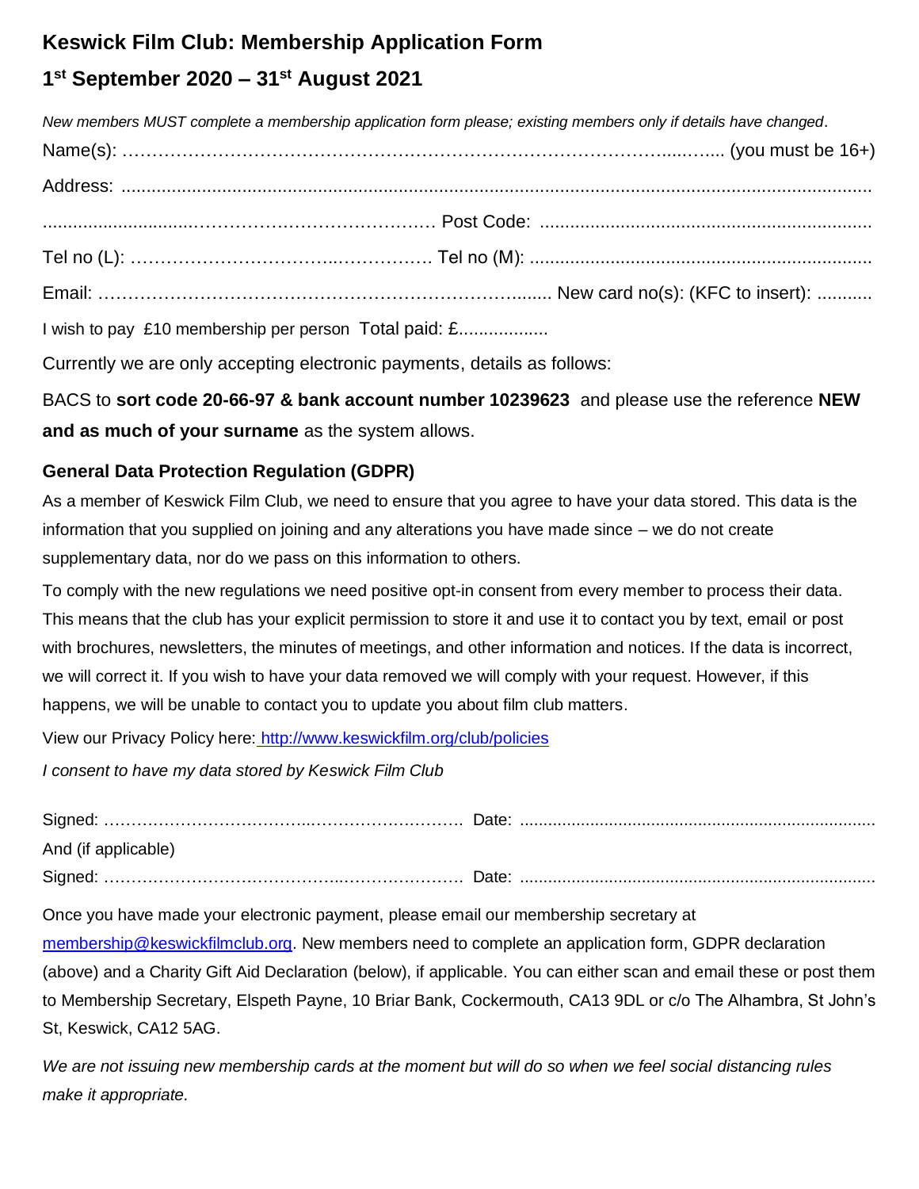# Keswick Film Club: Membership Application Form

## 1st September 2020 – 31st August 2021

*New members MUST complete a membership application form please; existing members only if details have changed.*

Name(s): ……………………………………………………………………………………..…….. (you must be 16+)

Address: ..........................................................................................................................................

............................…………………………………… Post Code: ..................................................................

Tel no (L): ……………………………..……………. Tel no (M): .....................................................................

Email: ……………………………………………………………......... New card no(s): (KFC to insert): ...........

I wish to pay £10 membership per person Total paid: £..................

Currently we are only accepting electronic payments, details as follows:

BACS to **sort code 20-66-97 & bank account number 10239623** and please use the reference **NEW and as much of your surname** as the system allows.

### General Data Protection Regulation (GDPR)

As a member of Keswick Film Club, we need to ensure that you agree to have your data stored. This data is the information that you supplied on joining and any alterations you have made since – we do not create supplementary data, nor do we pass on this information to others.

To comply with the new regulations we need positive opt-in consent from every member to process their data. This means that the club has your explicit permission to store it and use it to contact you by text, email or post with brochures, newsletters, the minutes of meetings, and other information and notices. If the data is incorrect, we will correct it. If you wish to have your data removed we will comply with your request. However, if this happens, we will be unable to contact you to update you about film club matters.

View our Privacy Policy here: http://www.keswickfilm.org/club/policies

*I consent to have my data stored by Keswick Film Club*

Signed: ……………………………..……………………. Date: ...........................................................................

And (if applicable)

Signed: …………………………………..………………. Date: ...........................................................................

Once you have made your electronic payment, please email our membership secretary at membership@keswickfilmclub.org. New members need to complete an application form, GDPR declaration (above) and a Charity Gift Aid Declaration (below), if applicable. You can either scan and email these or post them to Membership Secretary, Elspeth Payne, 10 Briar Bank, Cockermouth, CA13 9DL or c/o The Alhambra, St John's St, Keswick, CA12 5AG.

*We are not issuing new membership cards at the moment but will do so when we feel social distancing rules make it appropriate.*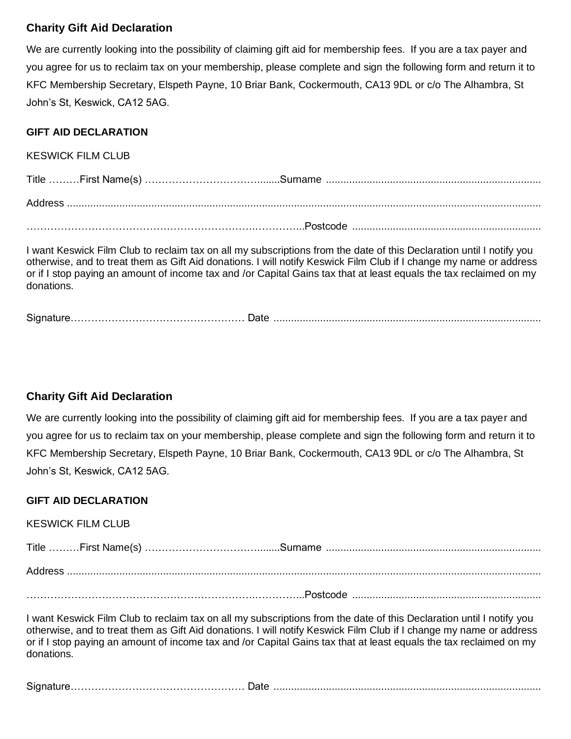## Charity Gift Aid Declaration

We are currently looking into the possibility of claiming gift aid for membership fees. If you are a tax payer and you agree for us to reclaim tax on your membership, please complete and sign the following form and return it to KFC Membership Secretary, Elspeth Payne, 10 Briar Bank, Cockermouth, CA13 9DL or c/o The Alhambra, St John's St, Keswick, CA12 5AG.

**GIFT AID DECLARATION**

KESWICK FILM CLUB

Title ………First Name(s) ………………………………........Surname .........................................................................

Address ...................................................................................................................................................................

…………………………………………………………….…………...Postcode .................................................................

I want Keswick Film Club to reclaim tax on all my subscriptions from the date of this Declaration until I notify you otherwise, and to treat them as Gift Aid donations. I will notify Keswick Film Club if I change my name or address or if I stop paying an amount of income tax and /or Capital Gains tax that at least equals the tax reclaimed on my donations.

Signature…………………………………………… Date ...........................................................................................

## Charity Gift Aid Declaration

We are currently looking into the possibility of claiming gift aid for membership fees. If you are a tax payer and you agree for us to reclaim tax on your membership, please complete and sign the following form and return it to KFC Membership Secretary, Elspeth Payne, 10 Briar Bank, Cockermouth, CA13 9DL or c/o The Alhambra, St John's St, Keswick, CA12 5AG.

**GIFT AID DECLARATION**

KESWICK FILM CLUB

Title ………First Name(s) ………………………………........Surname .........................................................................

Address ...................................................................................................................................................................

…………………………………………………………….…………...Postcode .................................................................

I want Keswick Film Club to reclaim tax on all my subscriptions from the date of this Declaration until I notify you otherwise, and to treat them as Gift Aid donations. I will notify Keswick Film Club if I change my name or address or if I stop paying an amount of income tax and /or Capital Gains tax that at least equals the tax reclaimed on my donations.

Signature…………………………………………… Date ...........................................................................................